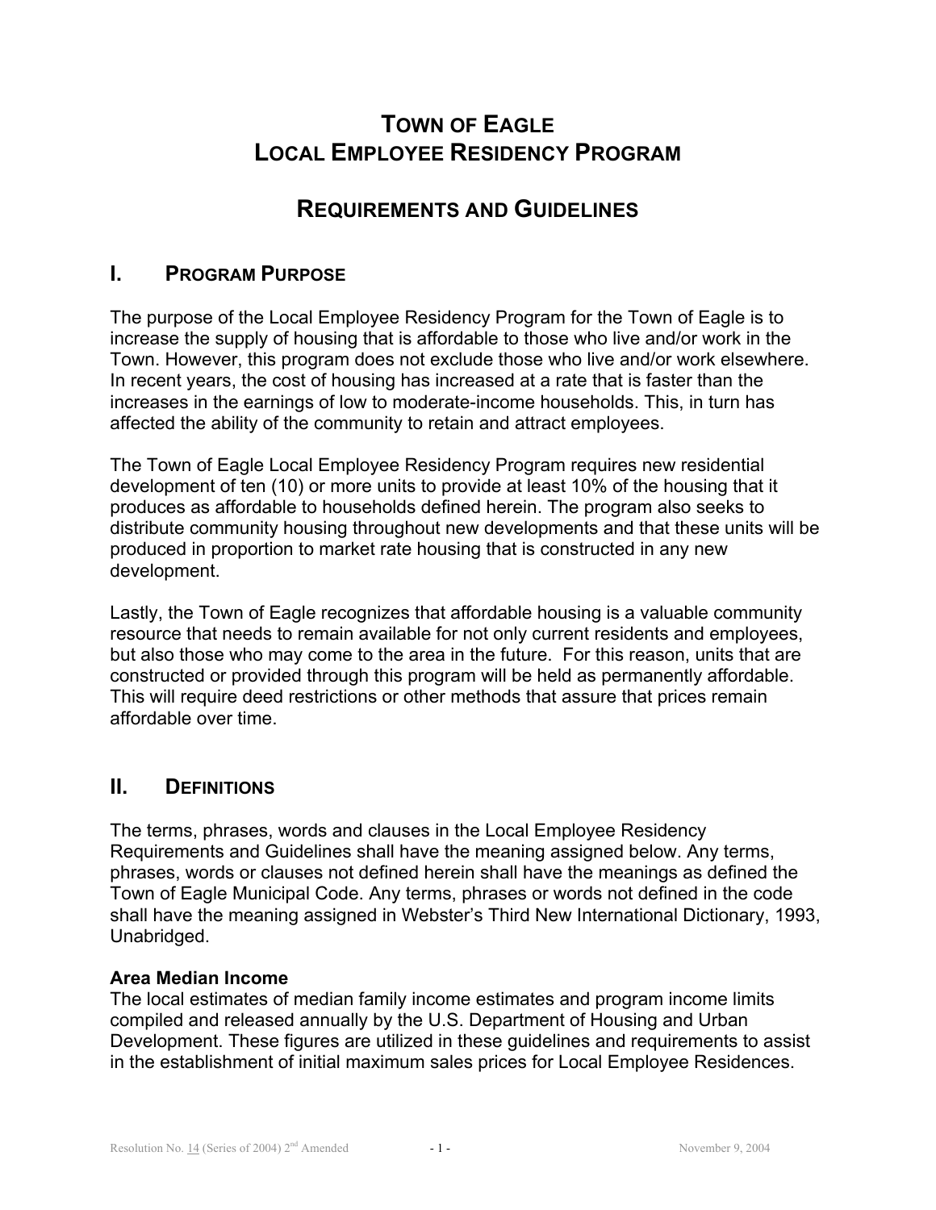# TOWN OF EAGLE
# LOCAL EMPLOYEE RESIDENCY PROGRAM

## REQUIREMENTS AND GUIDELINES

## I. PROGRAM PURPOSE

The purpose of the Local Employee Residency Program for the Town of Eagle is to increase the supply of housing that is affordable to those who live and/or work in the Town. However, this program does not exclude those who live and/or work elsewhere. In recent years, the cost of housing has increased at a rate that is faster than the increases in the earnings of low to moderate-income households. This, in turn has affected the ability of the community to retain and attract employees.

The Town of Eagle Local Employee Residency Program requires new residential development of ten (10) or more units to provide at least 10% of the housing that it produces as affordable to households defined herein. The program also seeks to distribute community housing throughout new developments and that these units will be produced in proportion to market rate housing that is constructed in any new development.

Lastly, the Town of Eagle recognizes that affordable housing is a valuable community resource that needs to remain available for not only current residents and employees, but also those who may come to the area in the future. For this reason, units that are constructed or provided through this program will be held as permanently affordable. This will require deed restrictions or other methods that assure that prices remain affordable over time.

## II. DEFINITIONS

The terms, phrases, words and clauses in the Local Employee Residency Requirements and Guidelines shall have the meaning assigned below. Any terms, phrases, words or clauses not defined herein shall have the meanings as defined the Town of Eagle Municipal Code. Any terms, phrases or words not defined in the code shall have the meaning assigned in Webster's Third New International Dictionary, 1993, Unabridged.

**Area Median Income**
The local estimates of median family income estimates and program income limits compiled and released annually by the U.S. Department of Housing and Urban Development. These figures are utilized in these guidelines and requirements to assist in the establishment of initial maximum sales prices for Local Employee Residences.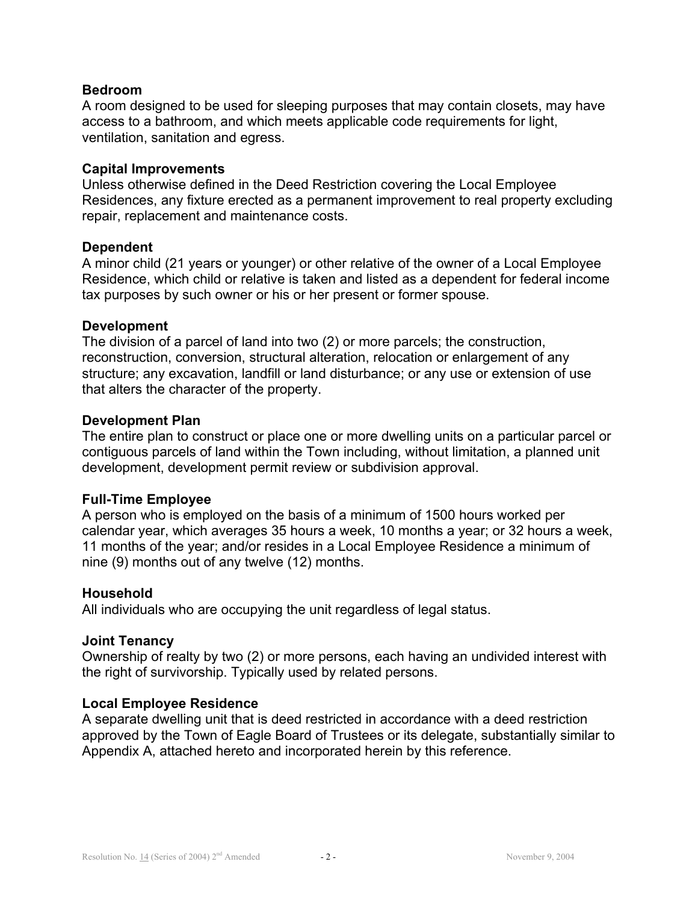**Bedroom**
A room designed to be used for sleeping purposes that may contain closets, may have access to a bathroom, and which meets applicable code requirements for light, ventilation, sanitation and egress.

**Capital Improvements**
Unless otherwise defined in the Deed Restriction covering the Local Employee Residences, any fixture erected as a permanent improvement to real property excluding repair, replacement and maintenance costs.

**Dependent**
A minor child (21 years or younger) or other relative of the owner of a Local Employee Residence, which child or relative is taken and listed as a dependent for federal income tax purposes by such owner or his or her present or former spouse.

**Development**
The division of a parcel of land into two (2) or more parcels; the construction, reconstruction, conversion, structural alteration, relocation or enlargement of any structure; any excavation, landfill or land disturbance; or any use or extension of use that alters the character of the property.

**Development Plan**
The entire plan to construct or place one or more dwelling units on a particular parcel or contiguous parcels of land within the Town including, without limitation, a planned unit development, development permit review or subdivision approval.

**Full-Time Employee**
A person who is employed on the basis of a minimum of 1500 hours worked per calendar year, which averages 35 hours a week, 10 months a year; or 32 hours a week, 11 months of the year; and/or resides in a Local Employee Residence a minimum of nine (9) months out of any twelve (12) months.

**Household**
All individuals who are occupying the unit regardless of legal status.

**Joint Tenancy**
Ownership of realty by two (2) or more persons, each having an undivided interest with the right of survivorship. Typically used by related persons.

**Local Employee Residence**
A separate dwelling unit that is deed restricted in accordance with a deed restriction approved by the Town of Eagle Board of Trustees or its delegate, substantially similar to Appendix A, attached hereto and incorporated herein by this reference.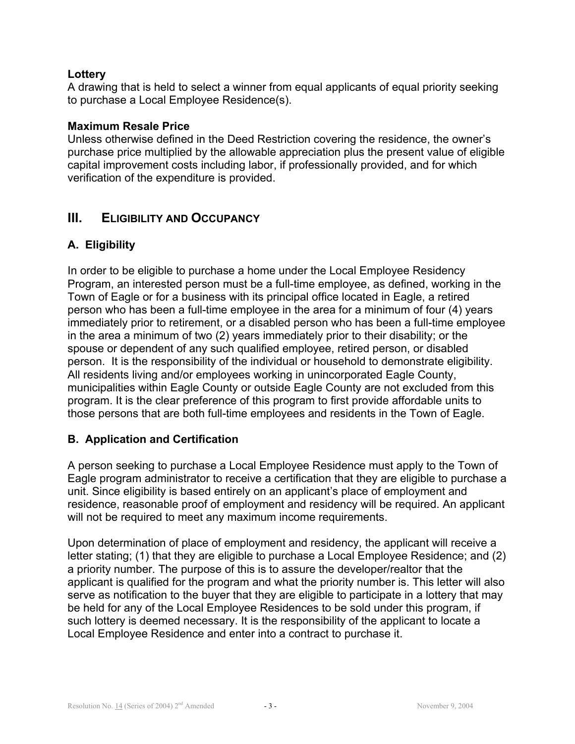**Lottery**
A drawing that is held to select a winner from equal applicants of equal priority seeking to purchase a Local Employee Residence(s).

**Maximum Resale Price**
Unless otherwise defined in the Deed Restriction covering the residence, the owner's purchase price multiplied by the allowable appreciation plus the present value of eligible capital improvement costs including labor, if professionally provided, and for which verification of the expenditure is provided.

## III. ELIGIBILITY AND OCCUPANCY

### A. Eligibility

In order to be eligible to purchase a home under the Local Employee Residency Program, an interested person must be a full-time employee, as defined, working in the Town of Eagle or for a business with its principal office located in Eagle, a retired person who has been a full-time employee in the area for a minimum of four (4) years immediately prior to retirement, or a disabled person who has been a full-time employee in the area a minimum of two (2) years immediately prior to their disability; or the spouse or dependent of any such qualified employee, retired person, or disabled person. It is the responsibility of the individual or household to demonstrate eligibility. All residents living and/or employees working in unincorporated Eagle County, municipalities within Eagle County or outside Eagle County are not excluded from this program. It is the clear preference of this program to first provide affordable units to those persons that are both full-time employees and residents in the Town of Eagle.

### B. Application and Certification

A person seeking to purchase a Local Employee Residence must apply to the Town of Eagle program administrator to receive a certification that they are eligible to purchase a unit. Since eligibility is based entirely on an applicant's place of employment and residence, reasonable proof of employment and residency will be required. An applicant will not be required to meet any maximum income requirements.

Upon determination of place of employment and residency, the applicant will receive a letter stating; (1) that they are eligible to purchase a Local Employee Residence; and (2) a priority number. The purpose of this is to assure the developer/realtor that the applicant is qualified for the program and what the priority number is. This letter will also serve as notification to the buyer that they are eligible to participate in a lottery that may be held for any of the Local Employee Residences to be sold under this program, if such lottery is deemed necessary. It is the responsibility of the applicant to locate a Local Employee Residence and enter into a contract to purchase it.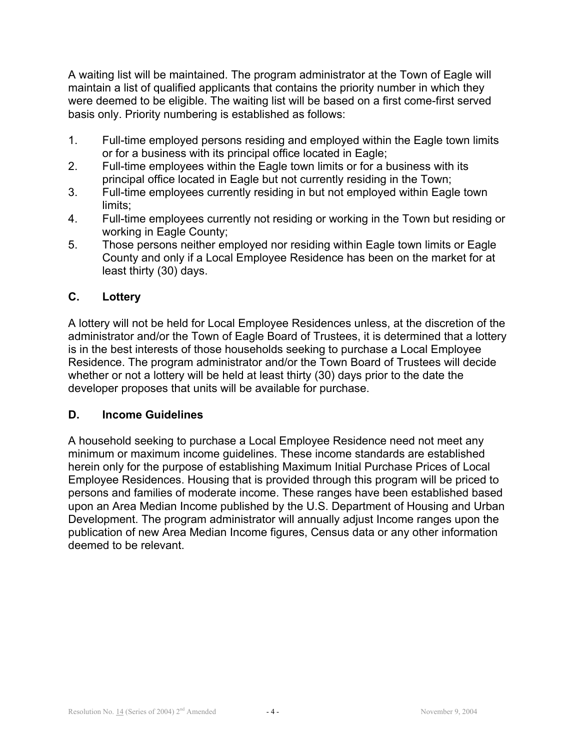A waiting list will be maintained. The program administrator at the Town of Eagle will maintain a list of qualified applicants that contains the priority number in which they were deemed to be eligible. The waiting list will be based on a first come-first served basis only. Priority numbering is established as follows:

1. Full-time employed persons residing and employed within the Eagle town limits or for a business with its principal office located in Eagle;
2. Full-time employees within the Eagle town limits or for a business with its principal office located in Eagle but not currently residing in the Town;
3. Full-time employees currently residing in but not employed within Eagle town limits;
4. Full-time employees currently not residing or working in the Town but residing or working in Eagle County;
5. Those persons neither employed nor residing within Eagle town limits or Eagle County and only if a Local Employee Residence has been on the market for at least thirty (30) days.

## C. Lottery

A lottery will not be held for Local Employee Residences unless, at the discretion of the administrator and/or the Town of Eagle Board of Trustees, it is determined that a lottery is in the best interests of those households seeking to purchase a Local Employee Residence. The program administrator and/or the Town Board of Trustees will decide whether or not a lottery will be held at least thirty (30) days prior to the date the developer proposes that units will be available for purchase.

## D. Income Guidelines

A household seeking to purchase a Local Employee Residence need not meet any minimum or maximum income guidelines. These income standards are established herein only for the purpose of establishing Maximum Initial Purchase Prices of Local Employee Residences. Housing that is provided through this program will be priced to persons and families of moderate income. These ranges have been established based upon an Area Median Income published by the U.S. Department of Housing and Urban Development. The program administrator will annually adjust Income ranges upon the publication of new Area Median Income figures, Census data or any other information deemed to be relevant.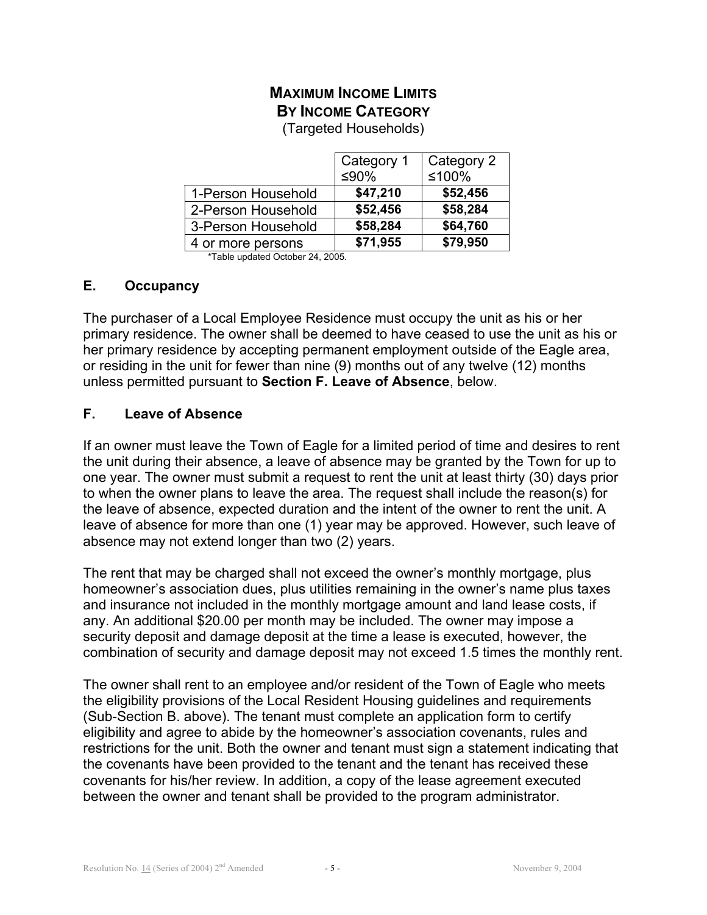**MAXIMUM INCOME LIMITS**
**BY INCOME CATEGORY**
(Targeted Households)

| | Category 1 ≤90% | Category 2 ≤100% |
|---|---|---|
| 1-Person Household | **$47,210** | **$52,456** |
| 2-Person Household | **$52,456** | **$58,284** |
| 3-Person Household | **$58,284** | **$64,760** |
| 4 or more persons | **$71,955** | **$79,950** |

*Table updated October 24, 2005.

## E. Occupancy

The purchaser of a Local Employee Residence must occupy the unit as his or her primary residence. The owner shall be deemed to have ceased to use the unit as his or her primary residence by accepting permanent employment outside of the Eagle area, or residing in the unit for fewer than nine (9) months out of any twelve (12) months unless permitted pursuant to **Section F. Leave of Absence**, below.

## F. Leave of Absence

If an owner must leave the Town of Eagle for a limited period of time and desires to rent the unit during their absence, a leave of absence may be granted by the Town for up to one year. The owner must submit a request to rent the unit at least thirty (30) days prior to when the owner plans to leave the area. The request shall include the reason(s) for the leave of absence, expected duration and the intent of the owner to rent the unit. A leave of absence for more than one (1) year may be approved. However, such leave of absence may not extend longer than two (2) years.

The rent that may be charged shall not exceed the owner's monthly mortgage, plus homeowner's association dues, plus utilities remaining in the owner's name plus taxes and insurance not included in the monthly mortgage amount and land lease costs, if any. An additional $20.00 per month may be included. The owner may impose a security deposit and damage deposit at the time a lease is executed, however, the combination of security and damage deposit may not exceed 1.5 times the monthly rent.

The owner shall rent to an employee and/or resident of the Town of Eagle who meets the eligibility provisions of the Local Resident Housing guidelines and requirements (Sub-Section B. above). The tenant must complete an application form to certify eligibility and agree to abide by the homeowner's association covenants, rules and restrictions for the unit. Both the owner and tenant must sign a statement indicating that the covenants have been provided to the tenant and the tenant has received these covenants for his/her review. In addition, a copy of the lease agreement executed between the owner and tenant shall be provided to the program administrator.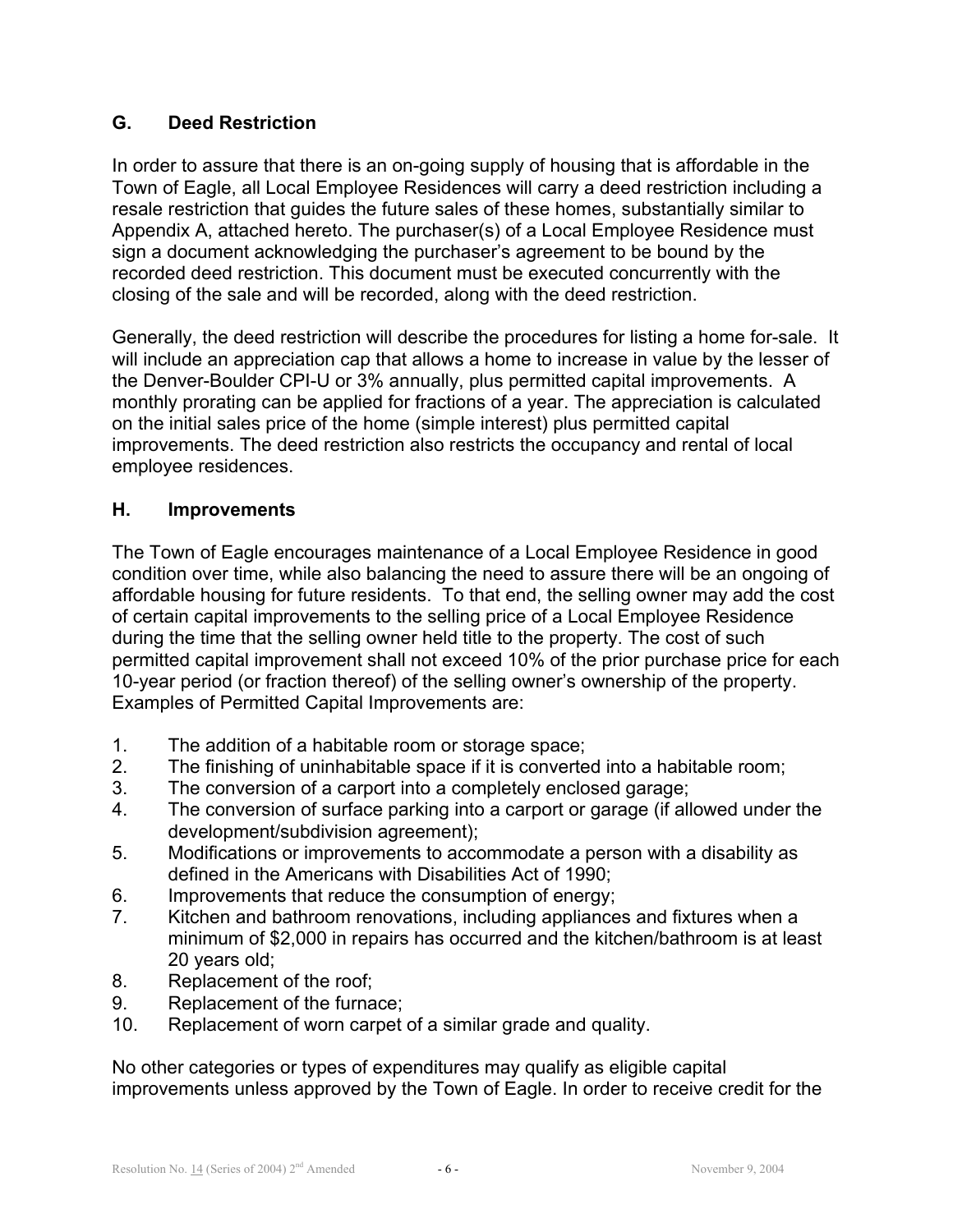## G. Deed Restriction

In order to assure that there is an on-going supply of housing that is affordable in the Town of Eagle, all Local Employee Residences will carry a deed restriction including a resale restriction that guides the future sales of these homes, substantially similar to Appendix A, attached hereto. The purchaser(s) of a Local Employee Residence must sign a document acknowledging the purchaser's agreement to be bound by the recorded deed restriction. This document must be executed concurrently with the closing of the sale and will be recorded, along with the deed restriction.

Generally, the deed restriction will describe the procedures for listing a home for-sale. It will include an appreciation cap that allows a home to increase in value by the lesser of the Denver-Boulder CPI-U or 3% annually, plus permitted capital improvements. A monthly prorating can be applied for fractions of a year. The appreciation is calculated on the initial sales price of the home (simple interest) plus permitted capital improvements. The deed restriction also restricts the occupancy and rental of local employee residences.

## H. Improvements

The Town of Eagle encourages maintenance of a Local Employee Residence in good condition over time, while also balancing the need to assure there will be an ongoing of affordable housing for future residents. To that end, the selling owner may add the cost of certain capital improvements to the selling price of a Local Employee Residence during the time that the selling owner held title to the property. The cost of such permitted capital improvement shall not exceed 10% of the prior purchase price for each 10-year period (or fraction thereof) of the selling owner's ownership of the property. Examples of Permitted Capital Improvements are:

1. The addition of a habitable room or storage space;
2. The finishing of uninhabitable space if it is converted into a habitable room;
3. The conversion of a carport into a completely enclosed garage;
4. The conversion of surface parking into a carport or garage (if allowed under the development/subdivision agreement);
5. Modifications or improvements to accommodate a person with a disability as defined in the Americans with Disabilities Act of 1990;
6. Improvements that reduce the consumption of energy;
7. Kitchen and bathroom renovations, including appliances and fixtures when a minimum of $2,000 in repairs has occurred and the kitchen/bathroom is at least 20 years old;
8. Replacement of the roof;
9. Replacement of the furnace;
10. Replacement of worn carpet of a similar grade and quality.

No other categories or types of expenditures may qualify as eligible capital improvements unless approved by the Town of Eagle. In order to receive credit for the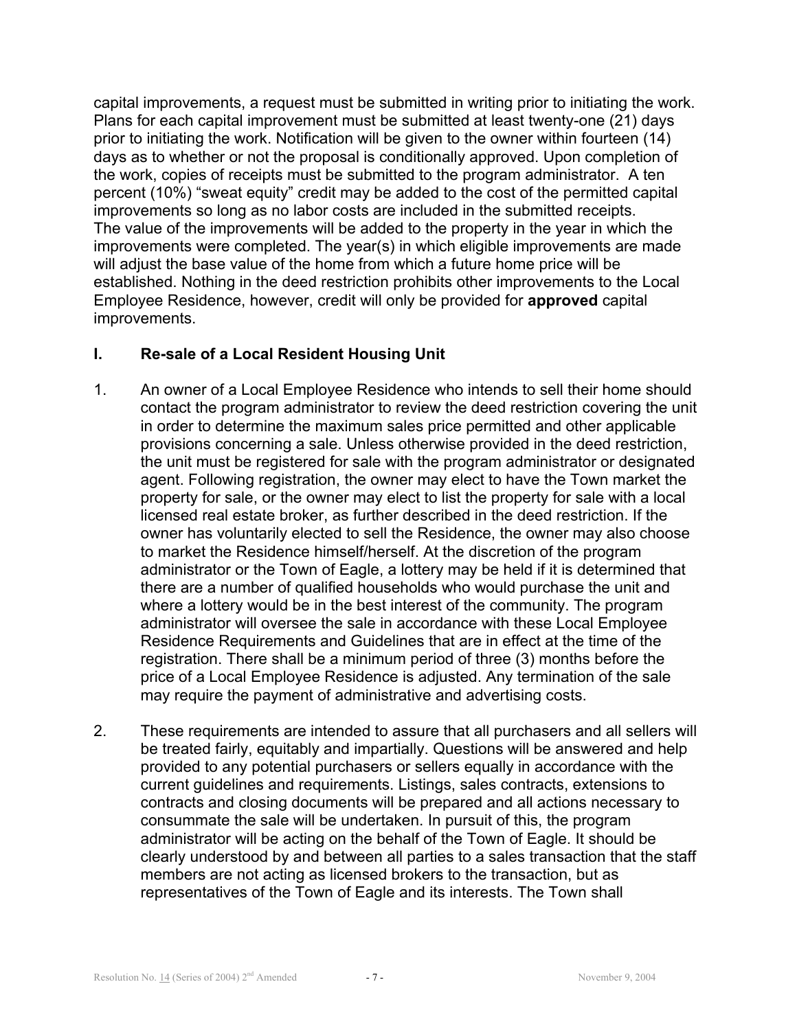capital improvements, a request must be submitted in writing prior to initiating the work. Plans for each capital improvement must be submitted at least twenty-one (21) days prior to initiating the work. Notification will be given to the owner within fourteen (14) days as to whether or not the proposal is conditionally approved. Upon completion of the work, copies of receipts must be submitted to the program administrator. A ten percent (10%) "sweat equity" credit may be added to the cost of the permitted capital improvements so long as no labor costs are included in the submitted receipts. The value of the improvements will be added to the property in the year in which the improvements were completed. The year(s) in which eligible improvements are made will adjust the base value of the home from which a future home price will be established. Nothing in the deed restriction prohibits other improvements to the Local Employee Residence, however, credit will only be provided for **approved** capital improvements.

## I. Re-sale of a Local Resident Housing Unit

1. An owner of a Local Employee Residence who intends to sell their home should contact the program administrator to review the deed restriction covering the unit in order to determine the maximum sales price permitted and other applicable provisions concerning a sale. Unless otherwise provided in the deed restriction, the unit must be registered for sale with the program administrator or designated agent. Following registration, the owner may elect to have the Town market the property for sale, or the owner may elect to list the property for sale with a local licensed real estate broker, as further described in the deed restriction. If the owner has voluntarily elected to sell the Residence, the owner may also choose to market the Residence himself/herself. At the discretion of the program administrator or the Town of Eagle, a lottery may be held if it is determined that there are a number of qualified households who would purchase the unit and where a lottery would be in the best interest of the community. The program administrator will oversee the sale in accordance with these Local Employee Residence Requirements and Guidelines that are in effect at the time of the registration. There shall be a minimum period of three (3) months before the price of a Local Employee Residence is adjusted. Any termination of the sale may require the payment of administrative and advertising costs.

2. These requirements are intended to assure that all purchasers and all sellers will be treated fairly, equitably and impartially. Questions will be answered and help provided to any potential purchasers or sellers equally in accordance with the current guidelines and requirements. Listings, sales contracts, extensions to contracts and closing documents will be prepared and all actions necessary to consummate the sale will be undertaken. In pursuit of this, the program administrator will be acting on the behalf of the Town of Eagle. It should be clearly understood by and between all parties to a sales transaction that the staff members are not acting as licensed brokers to the transaction, but as representatives of the Town of Eagle and its interests. The Town shall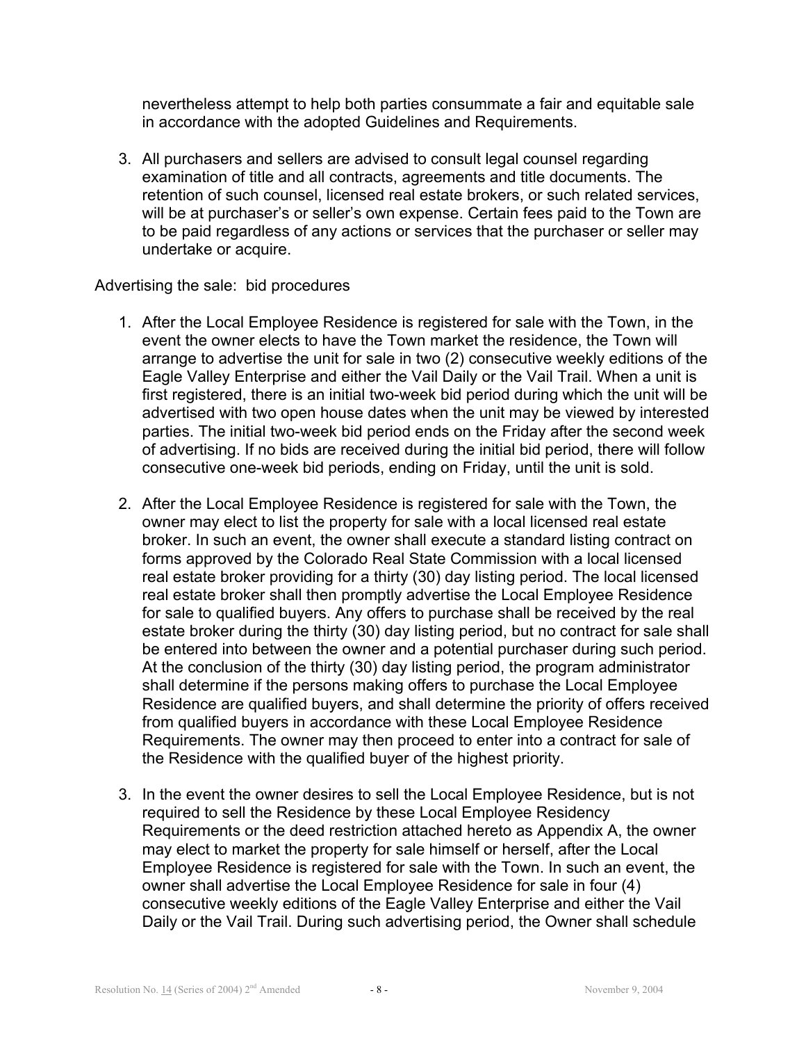nevertheless attempt to help both parties consummate a fair and equitable sale in accordance with the adopted Guidelines and Requirements.

3. All purchasers and sellers are advised to consult legal counsel regarding examination of title and all contracts, agreements and title documents. The retention of such counsel, licensed real estate brokers, or such related services, will be at purchaser's or seller's own expense. Certain fees paid to the Town are to be paid regardless of any actions or services that the purchaser or seller may undertake or acquire.

Advertising the sale: bid procedures

1. After the Local Employee Residence is registered for sale with the Town, in the event the owner elects to have the Town market the residence, the Town will arrange to advertise the unit for sale in two (2) consecutive weekly editions of the Eagle Valley Enterprise and either the Vail Daily or the Vail Trail. When a unit is first registered, there is an initial two-week bid period during which the unit will be advertised with two open house dates when the unit may be viewed by interested parties. The initial two-week bid period ends on the Friday after the second week of advertising. If no bids are received during the initial bid period, there will follow consecutive one-week bid periods, ending on Friday, until the unit is sold.

2. After the Local Employee Residence is registered for sale with the Town, the owner may elect to list the property for sale with a local licensed real estate broker. In such an event, the owner shall execute a standard listing contract on forms approved by the Colorado Real State Commission with a local licensed real estate broker providing for a thirty (30) day listing period. The local licensed real estate broker shall then promptly advertise the Local Employee Residence for sale to qualified buyers. Any offers to purchase shall be received by the real estate broker during the thirty (30) day listing period, but no contract for sale shall be entered into between the owner and a potential purchaser during such period. At the conclusion of the thirty (30) day listing period, the program administrator shall determine if the persons making offers to purchase the Local Employee Residence are qualified buyers, and shall determine the priority of offers received from qualified buyers in accordance with these Local Employee Residence Requirements. The owner may then proceed to enter into a contract for sale of the Residence with the qualified buyer of the highest priority.

3. In the event the owner desires to sell the Local Employee Residence, but is not required to sell the Residence by these Local Employee Residency Requirements or the deed restriction attached hereto as Appendix A, the owner may elect to market the property for sale himself or herself, after the Local Employee Residence is registered for sale with the Town. In such an event, the owner shall advertise the Local Employee Residence for sale in four (4) consecutive weekly editions of the Eagle Valley Enterprise and either the Vail Daily or the Vail Trail. During such advertising period, the Owner shall schedule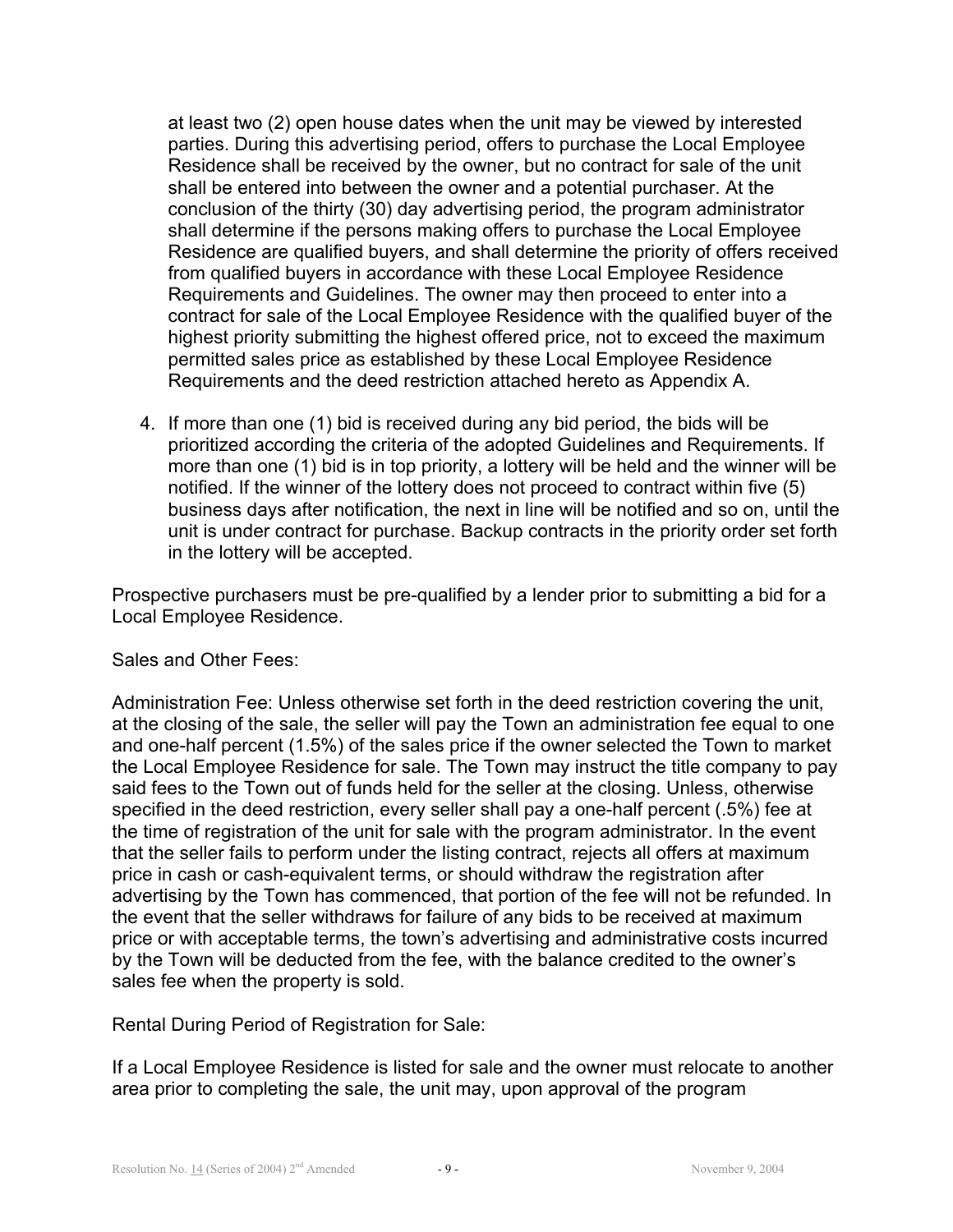at least two (2) open house dates when the unit may be viewed by interested parties. During this advertising period, offers to purchase the Local Employee Residence shall be received by the owner, but no contract for sale of the unit shall be entered into between the owner and a potential purchaser. At the conclusion of the thirty (30) day advertising period, the program administrator shall determine if the persons making offers to purchase the Local Employee Residence are qualified buyers, and shall determine the priority of offers received from qualified buyers in accordance with these Local Employee Residence Requirements and Guidelines. The owner may then proceed to enter into a contract for sale of the Local Employee Residence with the qualified buyer of the highest priority submitting the highest offered price, not to exceed the maximum permitted sales price as established by these Local Employee Residence Requirements and the deed restriction attached hereto as Appendix A.

4. If more than one (1) bid is received during any bid period, the bids will be prioritized according the criteria of the adopted Guidelines and Requirements. If more than one (1) bid is in top priority, a lottery will be held and the winner will be notified. If the winner of the lottery does not proceed to contract within five (5) business days after notification, the next in line will be notified and so on, until the unit is under contract for purchase. Backup contracts in the priority order set forth in the lottery will be accepted.

Prospective purchasers must be pre-qualified by a lender prior to submitting a bid for a Local Employee Residence.

Sales and Other Fees:

Administration Fee: Unless otherwise set forth in the deed restriction covering the unit, at the closing of the sale, the seller will pay the Town an administration fee equal to one and one-half percent (1.5%) of the sales price if the owner selected the Town to market the Local Employee Residence for sale. The Town may instruct the title company to pay said fees to the Town out of funds held for the seller at the closing. Unless, otherwise specified in the deed restriction, every seller shall pay a one-half percent (.5%) fee at the time of registration of the unit for sale with the program administrator. In the event that the seller fails to perform under the listing contract, rejects all offers at maximum price in cash or cash-equivalent terms, or should withdraw the registration after advertising by the Town has commenced, that portion of the fee will not be refunded. In the event that the seller withdraws for failure of any bids to be received at maximum price or with acceptable terms, the town's advertising and administrative costs incurred by the Town will be deducted from the fee, with the balance credited to the owner's sales fee when the property is sold.

Rental During Period of Registration for Sale:

If a Local Employee Residence is listed for sale and the owner must relocate to another area prior to completing the sale, the unit may, upon approval of the program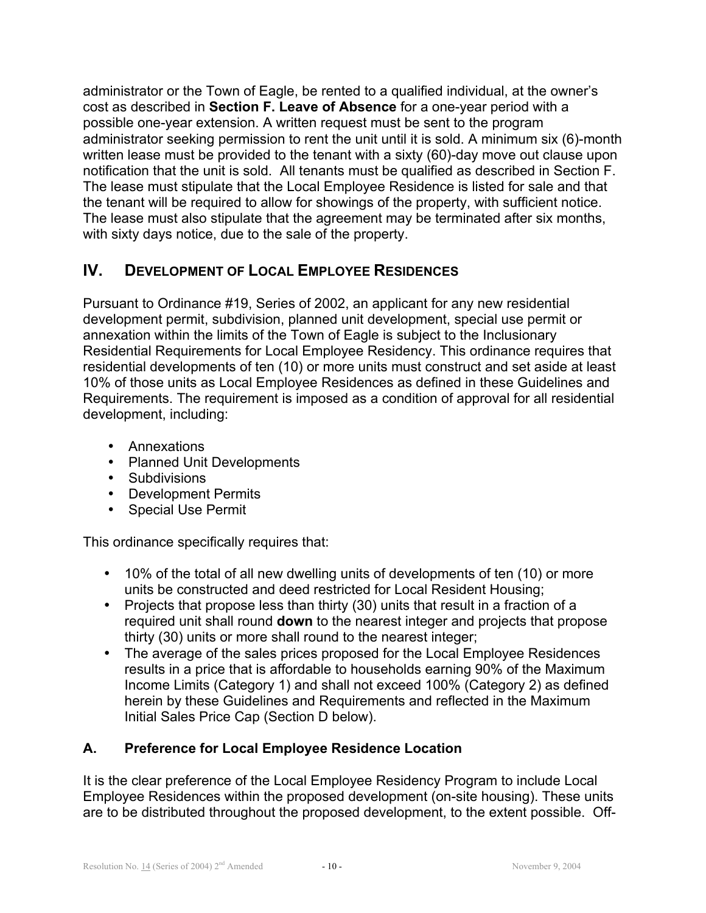administrator or the Town of Eagle, be rented to a qualified individual, at the owner's cost as described in **Section F. Leave of Absence** for a one-year period with a possible one-year extension. A written request must be sent to the program administrator seeking permission to rent the unit until it is sold. A minimum six (6)-month written lease must be provided to the tenant with a sixty (60)-day move out clause upon notification that the unit is sold. All tenants must be qualified as described in Section F. The lease must stipulate that the Local Employee Residence is listed for sale and that the tenant will be required to allow for showings of the property, with sufficient notice. The lease must also stipulate that the agreement may be terminated after six months, with sixty days notice, due to the sale of the property.

## IV. DEVELOPMENT OF LOCAL EMPLOYEE RESIDENCES

Pursuant to Ordinance #19, Series of 2002, an applicant for any new residential development permit, subdivision, planned unit development, special use permit or annexation within the limits of the Town of Eagle is subject to the Inclusionary Residential Requirements for Local Employee Residency. This ordinance requires that residential developments of ten (10) or more units must construct and set aside at least 10% of those units as Local Employee Residences as defined in these Guidelines and Requirements. The requirement is imposed as a condition of approval for all residential development, including:

- Annexations
- Planned Unit Developments
- Subdivisions
- Development Permits
- Special Use Permit

This ordinance specifically requires that:

- 10% of the total of all new dwelling units of developments of ten (10) or more units be constructed and deed restricted for Local Resident Housing;
- Projects that propose less than thirty (30) units that result in a fraction of a required unit shall round **down** to the nearest integer and projects that propose thirty (30) units or more shall round to the nearest integer;
- The average of the sales prices proposed for the Local Employee Residences results in a price that is affordable to households earning 90% of the Maximum Income Limits (Category 1) and shall not exceed 100% (Category 2) as defined herein by these Guidelines and Requirements and reflected in the Maximum Initial Sales Price Cap (Section D below).

### A. Preference for Local Employee Residence Location

It is the clear preference of the Local Employee Residency Program to include Local Employee Residences within the proposed development (on-site housing). These units are to be distributed throughout the proposed development, to the extent possible. Off-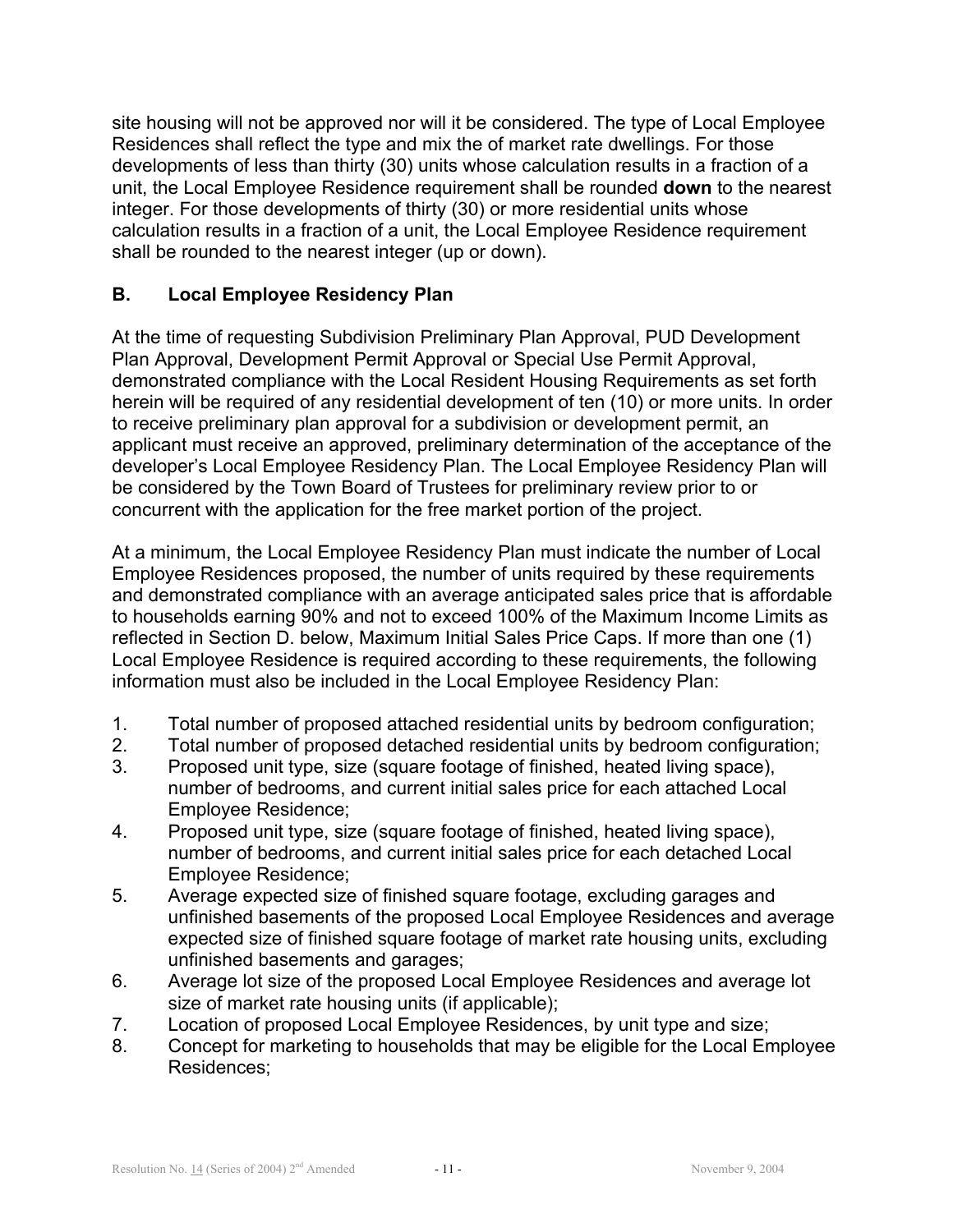site housing will not be approved nor will it be considered. The type of Local Employee Residences shall reflect the type and mix the of market rate dwellings. For those developments of less than thirty (30) units whose calculation results in a fraction of a unit, the Local Employee Residence requirement shall be rounded **down** to the nearest integer. For those developments of thirty (30) or more residential units whose calculation results in a fraction of a unit, the Local Employee Residence requirement shall be rounded to the nearest integer (up or down).

## B. Local Employee Residency Plan

At the time of requesting Subdivision Preliminary Plan Approval, PUD Development Plan Approval, Development Permit Approval or Special Use Permit Approval, demonstrated compliance with the Local Resident Housing Requirements as set forth herein will be required of any residential development of ten (10) or more units. In order to receive preliminary plan approval for a subdivision or development permit, an applicant must receive an approved, preliminary determination of the acceptance of the developer's Local Employee Residency Plan. The Local Employee Residency Plan will be considered by the Town Board of Trustees for preliminary review prior to or concurrent with the application for the free market portion of the project.

At a minimum, the Local Employee Residency Plan must indicate the number of Local Employee Residences proposed, the number of units required by these requirements and demonstrated compliance with an average anticipated sales price that is affordable to households earning 90% and not to exceed 100% of the Maximum Income Limits as reflected in Section D. below, Maximum Initial Sales Price Caps. If more than one (1) Local Employee Residence is required according to these requirements, the following information must also be included in the Local Employee Residency Plan:

1. Total number of proposed attached residential units by bedroom configuration;
2. Total number of proposed detached residential units by bedroom configuration;
3. Proposed unit type, size (square footage of finished, heated living space), number of bedrooms, and current initial sales price for each attached Local Employee Residence;
4. Proposed unit type, size (square footage of finished, heated living space), number of bedrooms, and current initial sales price for each detached Local Employee Residence;
5. Average expected size of finished square footage, excluding garages and unfinished basements of the proposed Local Employee Residences and average expected size of finished square footage of market rate housing units, excluding unfinished basements and garages;
6. Average lot size of the proposed Local Employee Residences and average lot size of market rate housing units (if applicable);
7. Location of proposed Local Employee Residences, by unit type and size;
8. Concept for marketing to households that may be eligible for the Local Employee Residences;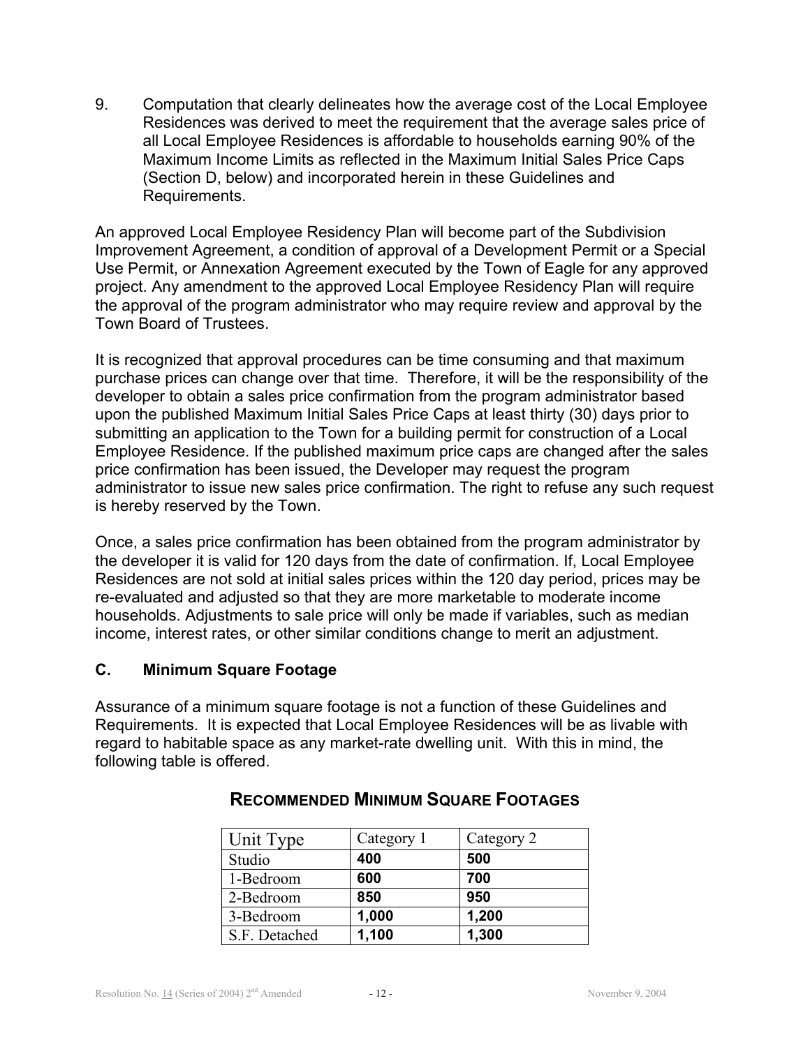9. Computation that clearly delineates how the average cost of the Local Employee Residences was derived to meet the requirement that the average sales price of all Local Employee Residences is affordable to households earning 90% of the Maximum Income Limits as reflected in the Maximum Initial Sales Price Caps (Section D, below) and incorporated herein in these Guidelines and Requirements.

An approved Local Employee Residency Plan will become part of the Subdivision Improvement Agreement, a condition of approval of a Development Permit or a Special Use Permit, or Annexation Agreement executed by the Town of Eagle for any approved project. Any amendment to the approved Local Employee Residency Plan will require the approval of the program administrator who may require review and approval by the Town Board of Trustees.

It is recognized that approval procedures can be time consuming and that maximum purchase prices can change over that time. Therefore, it will be the responsibility of the developer to obtain a sales price confirmation from the program administrator based upon the published Maximum Initial Sales Price Caps at least thirty (30) days prior to submitting an application to the Town for a building permit for construction of a Local Employee Residence. If the published maximum price caps are changed after the sales price confirmation has been issued, the Developer may request the program administrator to issue new sales price confirmation. The right to refuse any such request is hereby reserved by the Town.

Once, a sales price confirmation has been obtained from the program administrator by the developer it is valid for 120 days from the date of confirmation. If, Local Employee Residences are not sold at initial sales prices within the 120 day period, prices may be re-evaluated and adjusted so that they are more marketable to moderate income households. Adjustments to sale price will only be made if variables, such as median income, interest rates, or other similar conditions change to merit an adjustment.

## C. Minimum Square Footage

Assurance of a minimum square footage is not a function of these Guidelines and Requirements. It is expected that Local Employee Residences will be as livable with regard to habitable space as any market-rate dwelling unit. With this in mind, the following table is offered.

### Recommended Minimum Square Footages

| Unit Type | Category 1 | Category 2 |
|---|---|---|
| Studio | **400** | **500** |
| 1-Bedroom | **600** | **700** |
| 2-Bedroom | **850** | **950** |
| 3-Bedroom | **1,000** | **1,200** |
| S.F. Detached | **1,100** | **1,300** |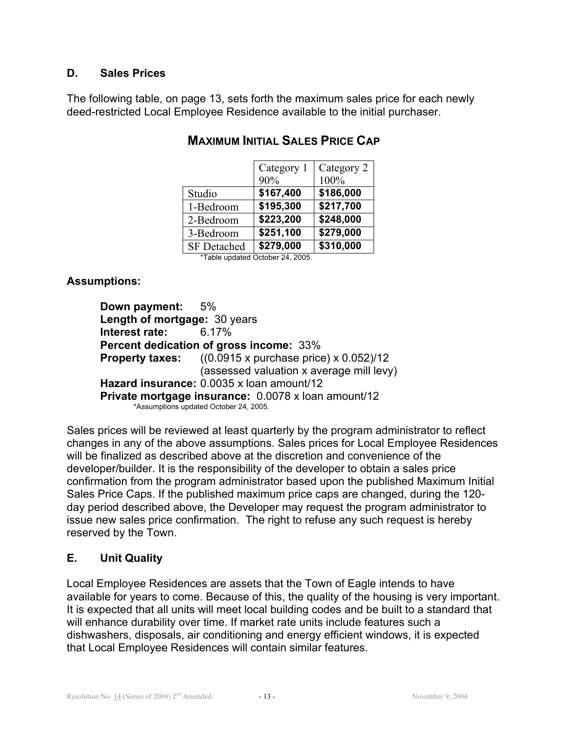### D. Sales Prices

The following table, on page 13, sets forth the maximum sales price for each newly deed-restricted Local Employee Residence available to the initial purchaser.

## MAXIMUM INITIAL SALES PRICE CAP

| | Category 1 90% | Category 2 100% |
|---|---|---|
| Studio | **$167,400** | **$186,000** |
| 1-Bedroom | **$195,300** | **$217,700** |
| 2-Bedroom | **$223,200** | **$248,000** |
| 3-Bedroom | **$251,100** | **$279,000** |
| SF Detached | **$279,000** | **$310,000** |

*Table updated October 24, 2005.

**Assumptions:**

**Down payment:** 5%
**Length of mortgage:** 30 years
**Interest rate:** 6.17%
**Percent dedication of gross income:** 33%
**Property taxes:** ((0.0915 x purchase price) x 0.052)/12
(assessed valuation x average mill levy)
**Hazard insurance:** 0.0035 x loan amount/12
**Private mortgage insurance:** 0.0078 x loan amount/12
*Assumptions updated October 24, 2005.

Sales prices will be reviewed at least quarterly by the program administrator to reflect changes in any of the above assumptions. Sales prices for Local Employee Residences will be finalized as described above at the discretion and convenience of the developer/builder. It is the responsibility of the developer to obtain a sales price confirmation from the program administrator based upon the published Maximum Initial Sales Price Caps. If the published maximum price caps are changed, during the 120-day period described above, the Developer may request the program administrator to issue new sales price confirmation. The right to refuse any such request is hereby reserved by the Town.

### E. Unit Quality

Local Employee Residences are assets that the Town of Eagle intends to have available for years to come. Because of this, the quality of the housing is very important. It is expected that all units will meet local building codes and be built to a standard that will enhance durability over time. If market rate units include features such a dishwashers, disposals, air conditioning and energy efficient windows, it is expected that Local Employee Residences will contain similar features.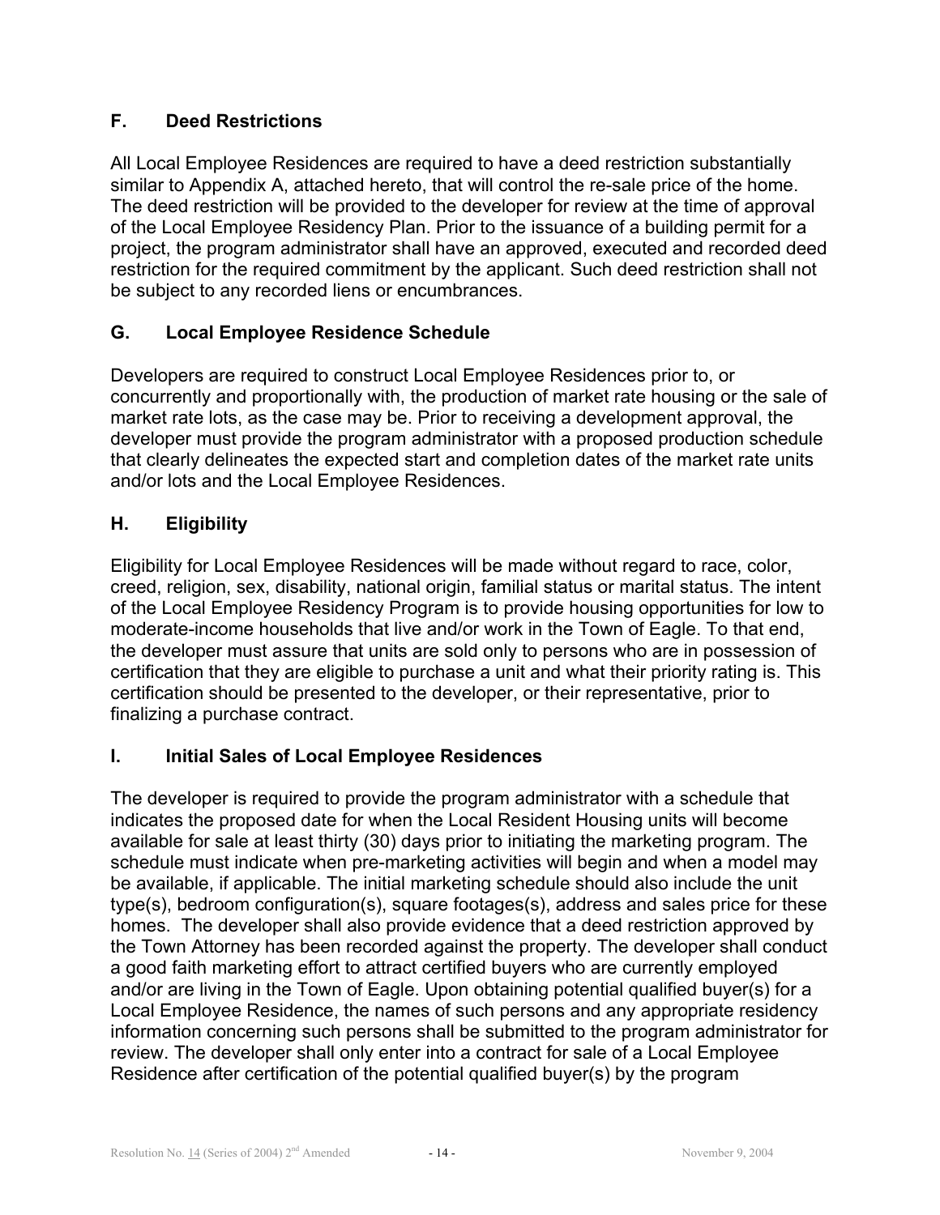## F. Deed Restrictions

All Local Employee Residences are required to have a deed restriction substantially similar to Appendix A, attached hereto, that will control the re-sale price of the home. The deed restriction will be provided to the developer for review at the time of approval of the Local Employee Residency Plan. Prior to the issuance of a building permit for a project, the program administrator shall have an approved, executed and recorded deed restriction for the required commitment by the applicant. Such deed restriction shall not be subject to any recorded liens or encumbrances.

## G. Local Employee Residence Schedule

Developers are required to construct Local Employee Residences prior to, or concurrently and proportionally with, the production of market rate housing or the sale of market rate lots, as the case may be. Prior to receiving a development approval, the developer must provide the program administrator with a proposed production schedule that clearly delineates the expected start and completion dates of the market rate units and/or lots and the Local Employee Residences.

## H. Eligibility

Eligibility for Local Employee Residences will be made without regard to race, color, creed, religion, sex, disability, national origin, familial status or marital status. The intent of the Local Employee Residency Program is to provide housing opportunities for low to moderate-income households that live and/or work in the Town of Eagle. To that end, the developer must assure that units are sold only to persons who are in possession of certification that they are eligible to purchase a unit and what their priority rating is. This certification should be presented to the developer, or their representative, prior to finalizing a purchase contract.

## I. Initial Sales of Local Employee Residences

The developer is required to provide the program administrator with a schedule that indicates the proposed date for when the Local Resident Housing units will become available for sale at least thirty (30) days prior to initiating the marketing program. The schedule must indicate when pre-marketing activities will begin and when a model may be available, if applicable. The initial marketing schedule should also include the unit type(s), bedroom configuration(s), square footages(s), address and sales price for these homes. The developer shall also provide evidence that a deed restriction approved by the Town Attorney has been recorded against the property. The developer shall conduct a good faith marketing effort to attract certified buyers who are currently employed and/or are living in the Town of Eagle. Upon obtaining potential qualified buyer(s) for a Local Employee Residence, the names of such persons and any appropriate residency information concerning such persons shall be submitted to the program administrator for review. The developer shall only enter into a contract for sale of a Local Employee Residence after certification of the potential qualified buyer(s) by the program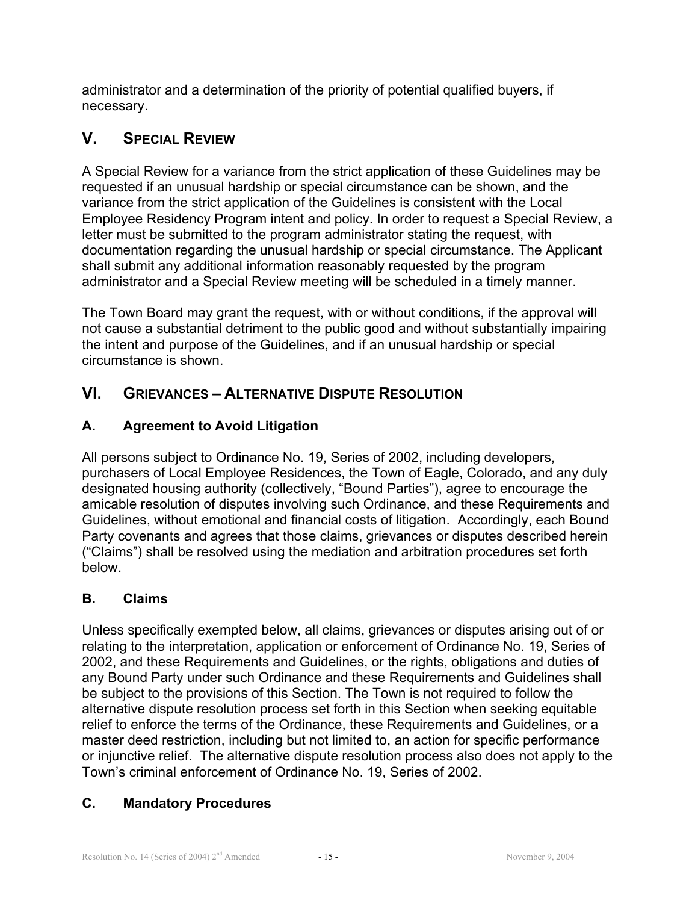administrator and a determination of the priority of potential qualified buyers, if necessary.

## V. SPECIAL REVIEW

A Special Review for a variance from the strict application of these Guidelines may be requested if an unusual hardship or special circumstance can be shown, and the variance from the strict application of the Guidelines is consistent with the Local Employee Residency Program intent and policy. In order to request a Special Review, a letter must be submitted to the program administrator stating the request, with documentation regarding the unusual hardship or special circumstance. The Applicant shall submit any additional information reasonably requested by the program administrator and a Special Review meeting will be scheduled in a timely manner.

The Town Board may grant the request, with or without conditions, if the approval will not cause a substantial detriment to the public good and without substantially impairing the intent and purpose of the Guidelines, and if an unusual hardship or special circumstance is shown.

## VI. GRIEVANCES – ALTERNATIVE DISPUTE RESOLUTION

### A. Agreement to Avoid Litigation

All persons subject to Ordinance No. 19, Series of 2002, including developers, purchasers of Local Employee Residences, the Town of Eagle, Colorado, and any duly designated housing authority (collectively, "Bound Parties"), agree to encourage the amicable resolution of disputes involving such Ordinance, and these Requirements and Guidelines, without emotional and financial costs of litigation. Accordingly, each Bound Party covenants and agrees that those claims, grievances or disputes described herein ("Claims") shall be resolved using the mediation and arbitration procedures set forth below.

### B. Claims

Unless specifically exempted below, all claims, grievances or disputes arising out of or relating to the interpretation, application or enforcement of Ordinance No. 19, Series of 2002, and these Requirements and Guidelines, or the rights, obligations and duties of any Bound Party under such Ordinance and these Requirements and Guidelines shall be subject to the provisions of this Section. The Town is not required to follow the alternative dispute resolution process set forth in this Section when seeking equitable relief to enforce the terms of the Ordinance, these Requirements and Guidelines, or a master deed restriction, including but not limited to, an action for specific performance or injunctive relief. The alternative dispute resolution process also does not apply to the Town's criminal enforcement of Ordinance No. 19, Series of 2002.

### C. Mandatory Procedures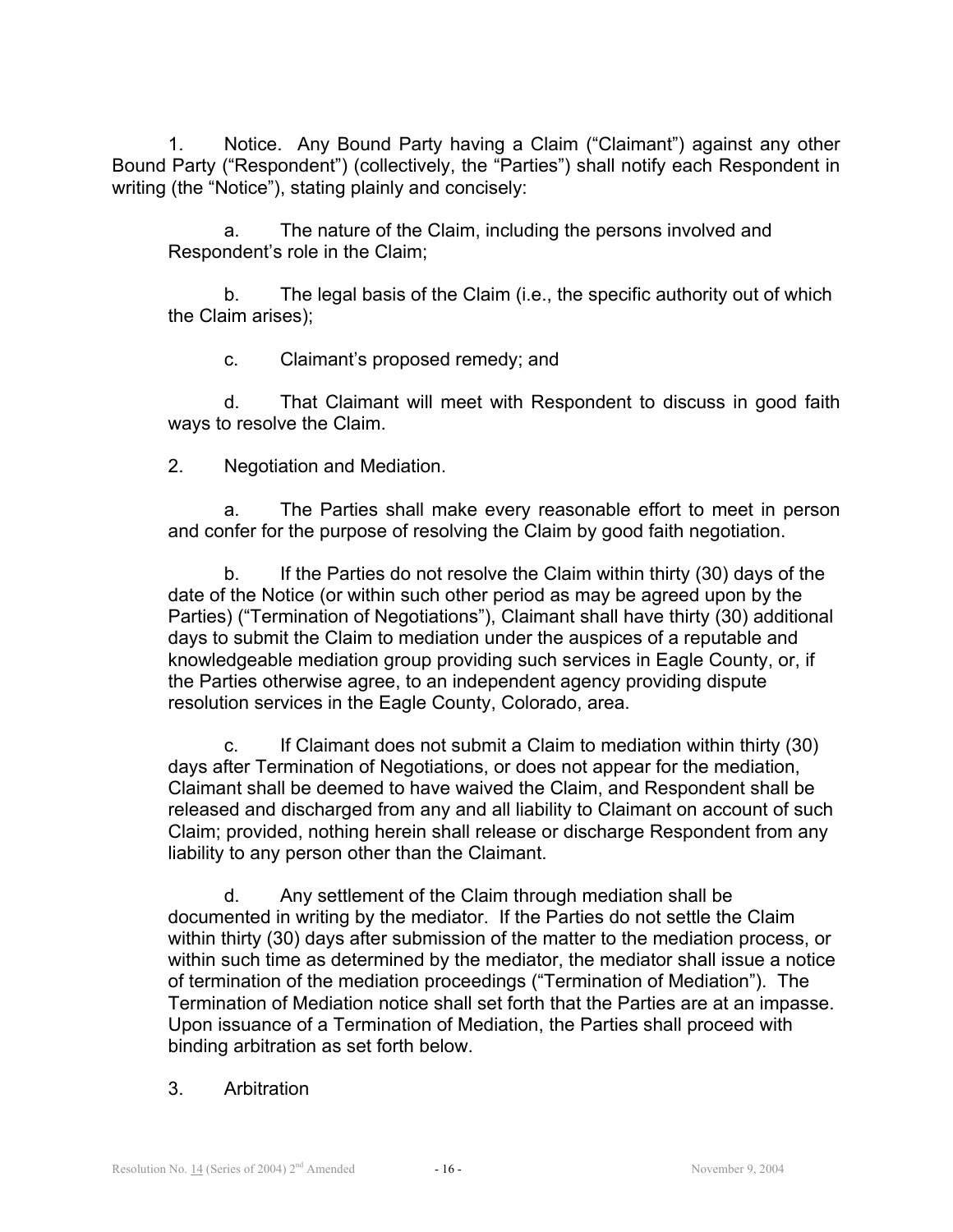1. Notice. Any Bound Party having a Claim ("Claimant") against any other Bound Party ("Respondent") (collectively, the "Parties") shall notify each Respondent in writing (the "Notice"), stating plainly and concisely:

   a. The nature of the Claim, including the persons involved and Respondent's role in the Claim;

   b. The legal basis of the Claim (i.e., the specific authority out of which the Claim arises);

   c. Claimant's proposed remedy; and

   d. That Claimant will meet with Respondent to discuss in good faith ways to resolve the Claim.

2. Negotiation and Mediation.

   a. The Parties shall make every reasonable effort to meet in person and confer for the purpose of resolving the Claim by good faith negotiation.

   b. If the Parties do not resolve the Claim within thirty (30) days of the date of the Notice (or within such other period as may be agreed upon by the Parties) ("Termination of Negotiations"), Claimant shall have thirty (30) additional days to submit the Claim to mediation under the auspices of a reputable and knowledgeable mediation group providing such services in Eagle County, or, if the Parties otherwise agree, to an independent agency providing dispute resolution services in the Eagle County, Colorado, area.

   c. If Claimant does not submit a Claim to mediation within thirty (30) days after Termination of Negotiations, or does not appear for the mediation, Claimant shall be deemed to have waived the Claim, and Respondent shall be released and discharged from any and all liability to Claimant on account of such Claim; provided, nothing herein shall release or discharge Respondent from any liability to any person other than the Claimant.

   d. Any settlement of the Claim through mediation shall be documented in writing by the mediator. If the Parties do not settle the Claim within thirty (30) days after submission of the matter to the mediation process, or within such time as determined by the mediator, the mediator shall issue a notice of termination of the mediation proceedings ("Termination of Mediation"). The Termination of Mediation notice shall set forth that the Parties are at an impasse. Upon issuance of a Termination of Mediation, the Parties shall proceed with binding arbitration as set forth below.

3. Arbitration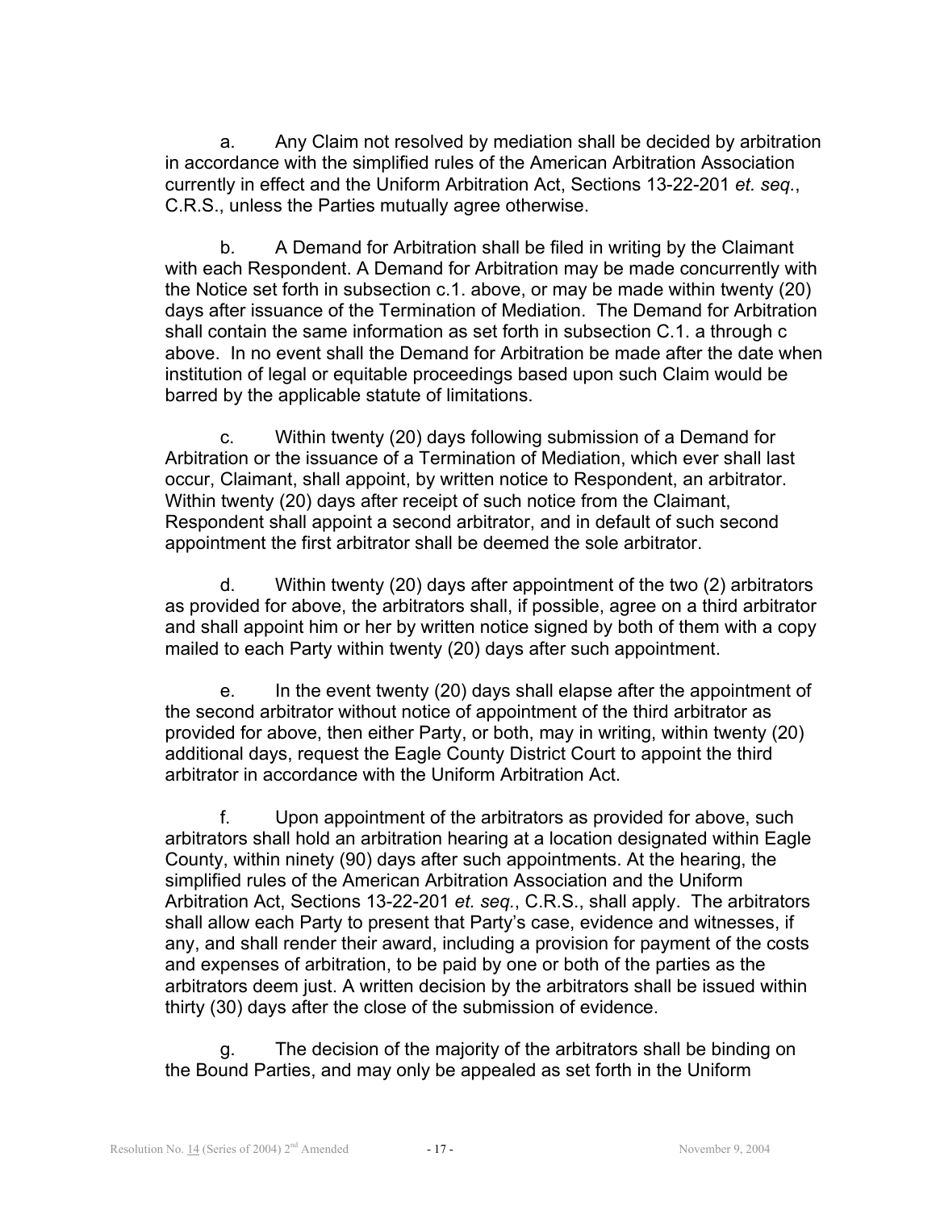a. Any Claim not resolved by mediation shall be decided by arbitration in accordance with the simplified rules of the American Arbitration Association currently in effect and the Uniform Arbitration Act, Sections 13-22-201 *et. seq.*, C.R.S., unless the Parties mutually agree otherwise.

b. A Demand for Arbitration shall be filed in writing by the Claimant with each Respondent. A Demand for Arbitration may be made concurrently with the Notice set forth in subsection c.1. above, or may be made within twenty (20) days after issuance of the Termination of Mediation. The Demand for Arbitration shall contain the same information as set forth in subsection C.1. a through c above. In no event shall the Demand for Arbitration be made after the date when institution of legal or equitable proceedings based upon such Claim would be barred by the applicable statute of limitations.

c. Within twenty (20) days following submission of a Demand for Arbitration or the issuance of a Termination of Mediation, which ever shall last occur, Claimant, shall appoint, by written notice to Respondent, an arbitrator. Within twenty (20) days after receipt of such notice from the Claimant, Respondent shall appoint a second arbitrator, and in default of such second appointment the first arbitrator shall be deemed the sole arbitrator.

d. Within twenty (20) days after appointment of the two (2) arbitrators as provided for above, the arbitrators shall, if possible, agree on a third arbitrator and shall appoint him or her by written notice signed by both of them with a copy mailed to each Party within twenty (20) days after such appointment.

e. In the event twenty (20) days shall elapse after the appointment of the second arbitrator without notice of appointment of the third arbitrator as provided for above, then either Party, or both, may in writing, within twenty (20) additional days, request the Eagle County District Court to appoint the third arbitrator in accordance with the Uniform Arbitration Act.

f. Upon appointment of the arbitrators as provided for above, such arbitrators shall hold an arbitration hearing at a location designated within Eagle County, within ninety (90) days after such appointments. At the hearing, the simplified rules of the American Arbitration Association and the Uniform Arbitration Act, Sections 13-22-201 *et. seq.*, C.R.S., shall apply. The arbitrators shall allow each Party to present that Party's case, evidence and witnesses, if any, and shall render their award, including a provision for payment of the costs and expenses of arbitration, to be paid by one or both of the parties as the arbitrators deem just. A written decision by the arbitrators shall be issued within thirty (30) days after the close of the submission of evidence.

g. The decision of the majority of the arbitrators shall be binding on the Bound Parties, and may only be appealed as set forth in the Uniform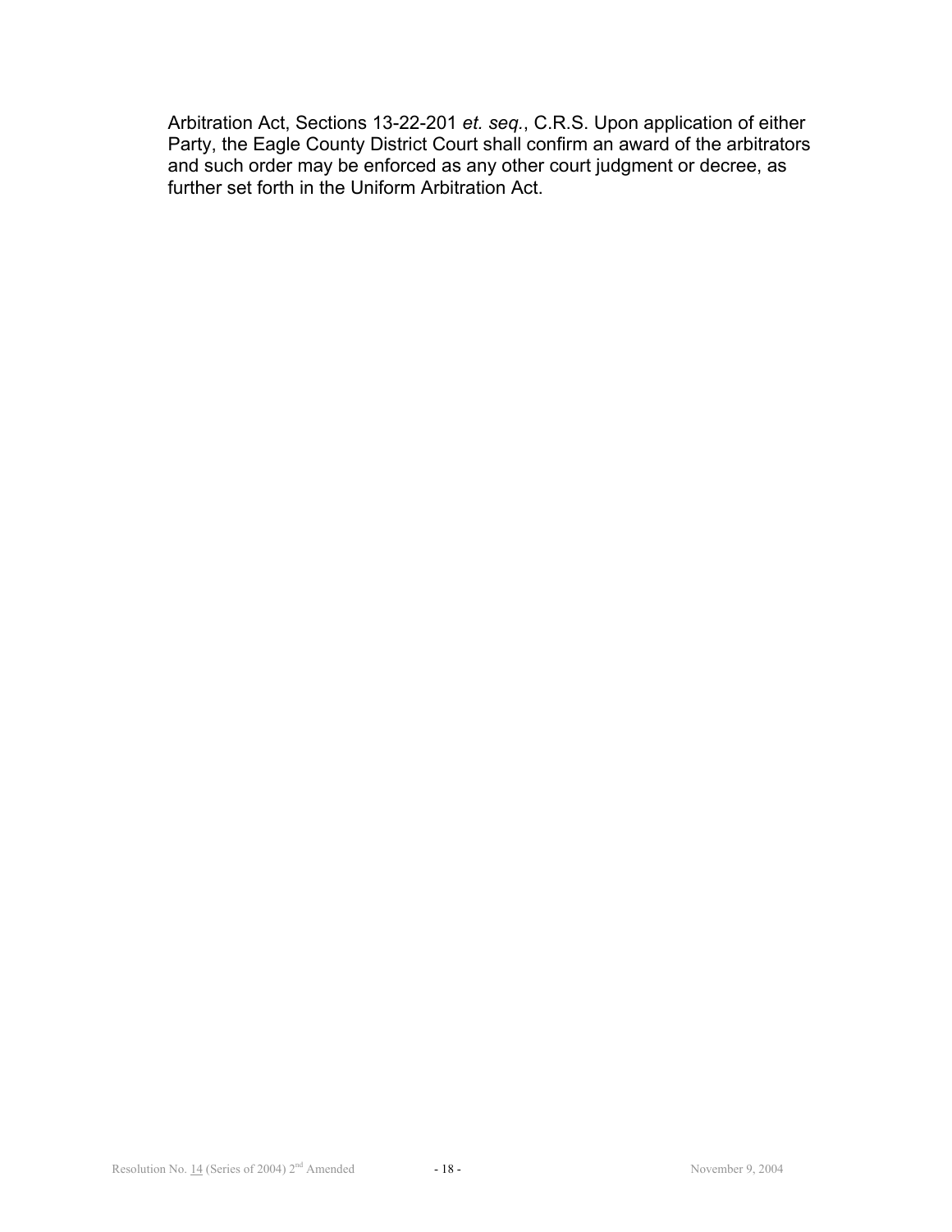Arbitration Act, Sections 13-22-201 *et. seq.*, C.R.S. Upon application of either Party, the Eagle County District Court shall confirm an award of the arbitrators and such order may be enforced as any other court judgment or decree, as further set forth in the Uniform Arbitration Act.